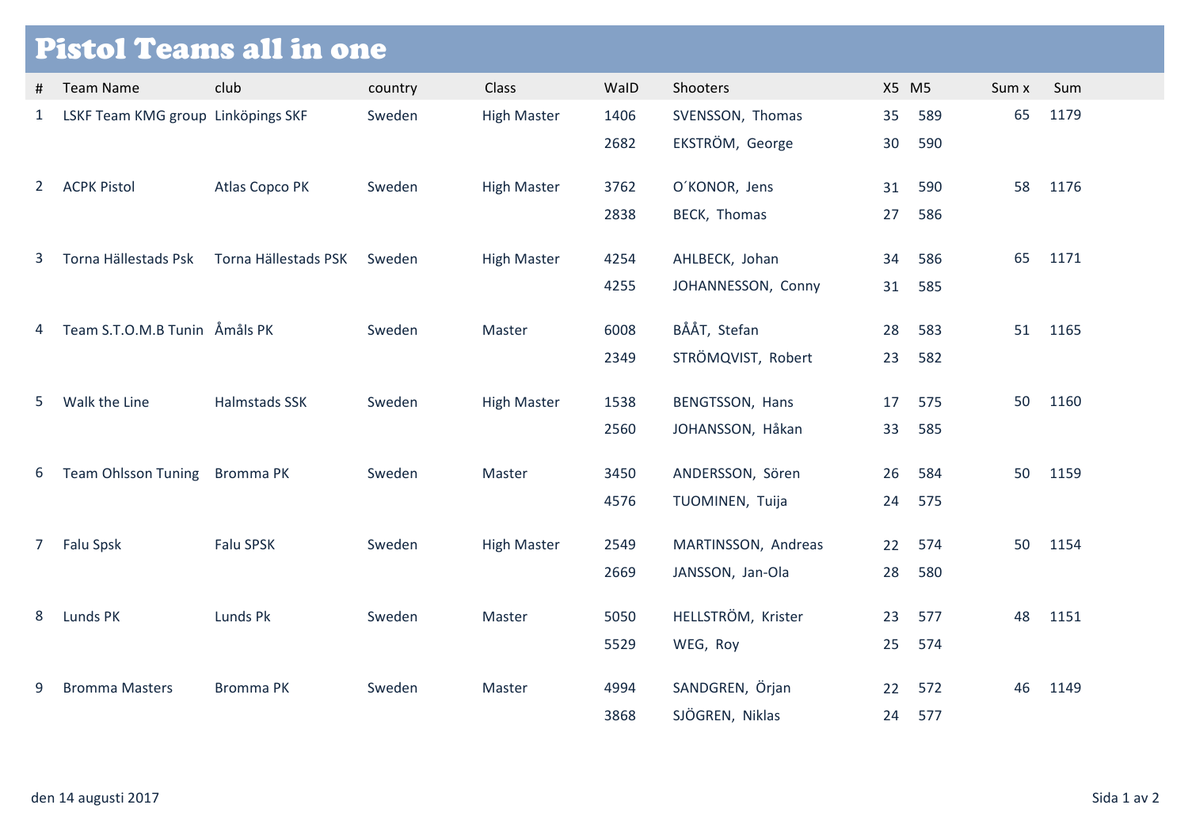# Pistol Teams all in one

| # | Team Name | club | country | Class | WaID | Shooters | X5 | M5 | Sum x | Sum |
|---|---|---|---|---|---|---|---|---|---|---|
| 1 | LSKF Team KMG group | Linköpings SKF | Sweden | High Master | 1406 | SVENSSON, Thomas | 35 | 589 | 65 | 1179 |
| | | | | | 2682 | EKSTRÖM, George | 30 | 590 | | |
| 2 | ACPK Pistol | Atlas Copco PK | Sweden | High Master | 3762 | O´KONOR, Jens | 31 | 590 | 58 | 1176 |
| | | | | | 2838 | BECK, Thomas | 27 | 586 | | |
| 3 | Torna Hällestads Psk | Torna Hällestads PSK | Sweden | High Master | 4254 | AHLBECK, Johan | 34 | 586 | 65 | 1171 |
| | | | | | 4255 | JOHANNESSON, Conny | 31 | 585 | | |
| 4 | Team S.T.O.M.B Tunin | Åmåls PK | Sweden | Master | 6008 | BÅÅT, Stefan | 28 | 583 | 51 | 1165 |
| | | | | | 2349 | STRÖMQVIST, Robert | 23 | 582 | | |
| 5 | Walk the Line | Halmstads SSK | Sweden | High Master | 1538 | BENGTSSON, Hans | 17 | 575 | 50 | 1160 |
| | | | | | 2560 | JOHANSSON, Håkan | 33 | 585 | | |
| 6 | Team Ohlsson Tuning | Bromma PK | Sweden | Master | 3450 | ANDERSSON, Sören | 26 | 584 | 50 | 1159 |
| | | | | | 4576 | TUOMINEN, Tuija | 24 | 575 | | |
| 7 | Falu Spsk | Falu SPSK | Sweden | High Master | 2549 | MARTINSSON, Andreas | 22 | 574 | 50 | 1154 |
| | | | | | 2669 | JANSSON, Jan-Ola | 28 | 580 | | |
| 8 | Lunds PK | Lunds Pk | Sweden | Master | 5050 | HELLSTRÖM, Krister | 23 | 577 | 48 | 1151 |
| | | | | | 5529 | WEG, Roy | 25 | 574 | | |
| 9 | Bromma Masters | Bromma PK | Sweden | Master | 4994 | SANDGREN, Örjan | 22 | 572 | 46 | 1149 |
| | | | | | 3868 | SJÖGREN, Niklas | 24 | 577 | | |

den 14 augusti 2017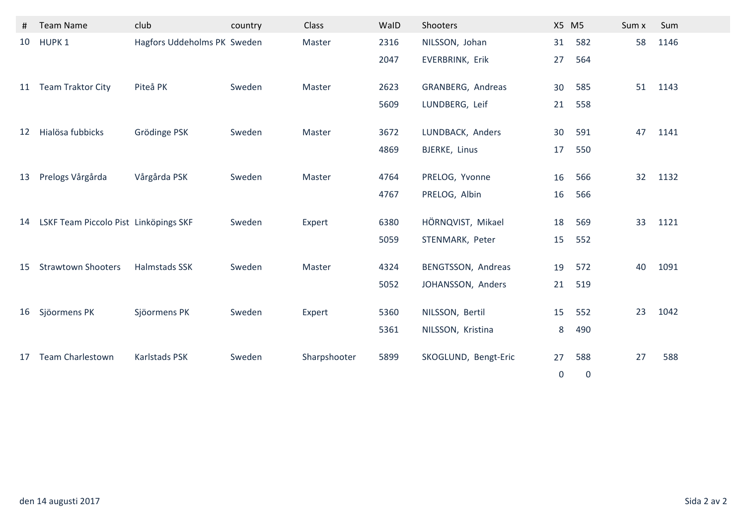| # | Team Name | club | country | Class | WaID | Shooters | X5 | M5 | Sum x | Sum |
|---|---|---|---|---|---|---|---|---|---|---|
| 10 | HUPK 1 | Hagfors Uddeholms PK | Sweden | Master | 2316 | NILSSON, Johan | 31 | 582 | 58 | 1146 |
| | | | | | 2047 | EVERBRINK, Erik | 27 | 564 | | |
| 11 | Team Traktor City | Piteå PK | Sweden | Master | 2623 | GRANBERG, Andreas | 30 | 585 | 51 | 1143 |
| | | | | | 5609 | LUNDBERG, Leif | 21 | 558 | | |
| 12 | Hialösa fubbicks | Grödinge PSK | Sweden | Master | 3672 | LUNDBACK, Anders | 30 | 591 | 47 | 1141 |
| | | | | | 4869 | BJERKE, Linus | 17 | 550 | | |
| 13 | Prelogs Vårgårda | Vårgårda PSK | Sweden | Master | 4764 | PRELOG, Yvonne | 16 | 566 | 32 | 1132 |
| | | | | | 4767 | PRELOG, Albin | 16 | 566 | | |
| 14 | LSKF Team Piccolo Pist | Linköpings SKF | Sweden | Expert | 6380 | HÖRNQVIST, Mikael | 18 | 569 | 33 | 1121 |
| | | | | | 5059 | STENMARK, Peter | 15 | 552 | | |
| 15 | Strawtown Shooters | Halmstads SSK | Sweden | Master | 4324 | BENGTSSON, Andreas | 19 | 572 | 40 | 1091 |
| | | | | | 5052 | JOHANSSON, Anders | 21 | 519 | | |
| 16 | Sjöormens PK | Sjöormens PK | Sweden | Expert | 5360 | NILSSON, Bertil | 15 | 552 | 23 | 1042 |
| | | | | | 5361 | NILSSON, Kristina | 8 | 490 | | |
| 17 | Team Charlestown | Karlstads PSK | Sweden | Sharpshooter | 5899 | SKOGLUND, Bengt-Eric | 27 | 588 | 27 | 588 |
| | | | | | | | 0 | 0 | | |

den 14 augusti 2017